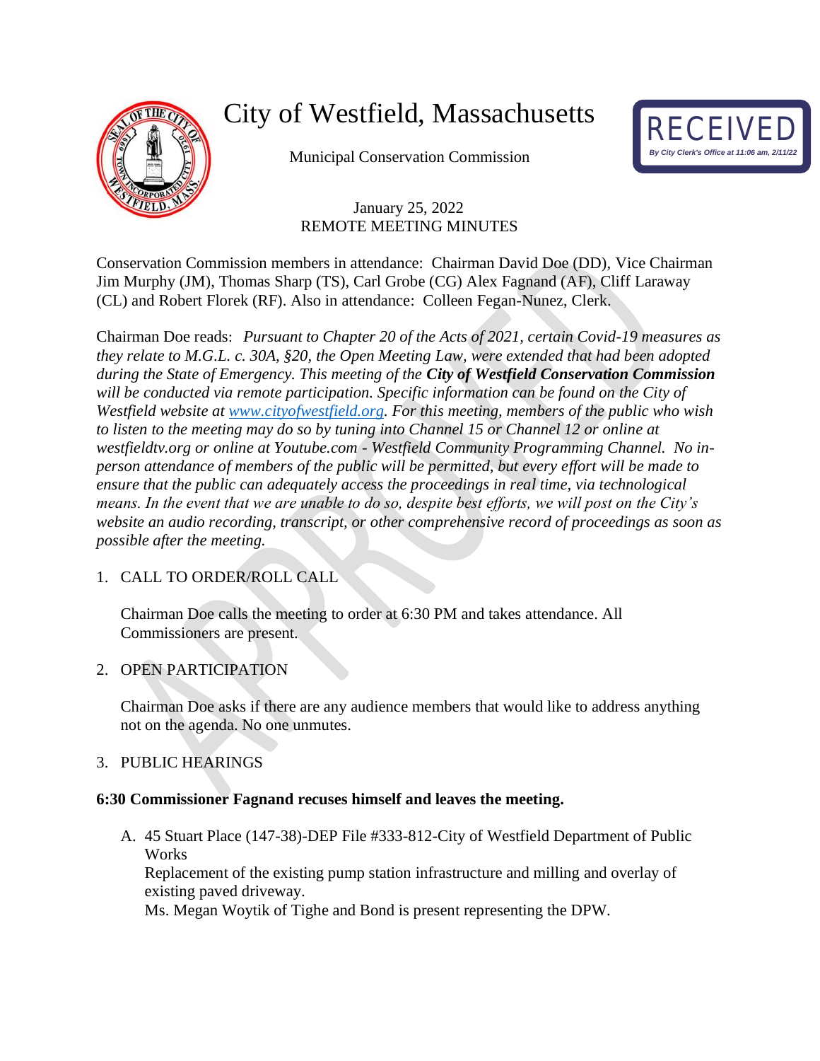# City of Westfield, Massachusetts

Municipal Conservation Commission

RECEIVED
*By City Clerk's Office at 11:06 am, 2/11/22*

January 25, 2022
REMOTE MEETING MINUTES

Conservation Commission members in attendance: Chairman David Doe (DD), Vice Chairman Jim Murphy (JM), Thomas Sharp (TS), Carl Grobe (CG) Alex Fagnand (AF), Cliff Laraway (CL) and Robert Florek (RF). Also in attendance: Colleen Fegan-Nunez, Clerk.

Chairman Doe reads: *Pursuant to Chapter 20 of the Acts of 2021, certain Covid-19 measures as they relate to M.G.L. c. 30A, §20, the Open Meeting Law, were extended that had been adopted during the State of Emergency. This meeting of the* ***City of Westfield Conservation Commission*** *will be conducted via remote participation. Specific information can be found on the City of Westfield website at [www.cityofwestfield.org](www.cityofwestfield.org). For this meeting, members of the public who wish to listen to the meeting may do so by tuning into Channel 15 or Channel 12 or online at westfieldtv.org or online at Youtube.com - Westfield Community Programming Channel. No in-person attendance of members of the public will be permitted, but every effort will be made to ensure that the public can adequately access the proceedings in real time, via technological means. In the event that we are unable to do so, despite best efforts, we will post on the City's website an audio recording, transcript, or other comprehensive record of proceedings as soon as possible after the meeting.*

1. CALL TO ORDER/ROLL CALL

   Chairman Doe calls the meeting to order at 6:30 PM and takes attendance. All Commissioners are present.

2. OPEN PARTICIPATION

   Chairman Doe asks if there are any audience members that would like to address anything not on the agenda. No one unmutes.

3. PUBLIC HEARINGS

**6:30 Commissioner Fagnand recuses himself and leaves the meeting.**

   A. 45 Stuart Place (147-38)-DEP File #333-812-City of Westfield Department of Public Works
      Replacement of the existing pump station infrastructure and milling and overlay of existing paved driveway.
      Ms. Megan Woytik of Tighe and Bond is present representing the DPW.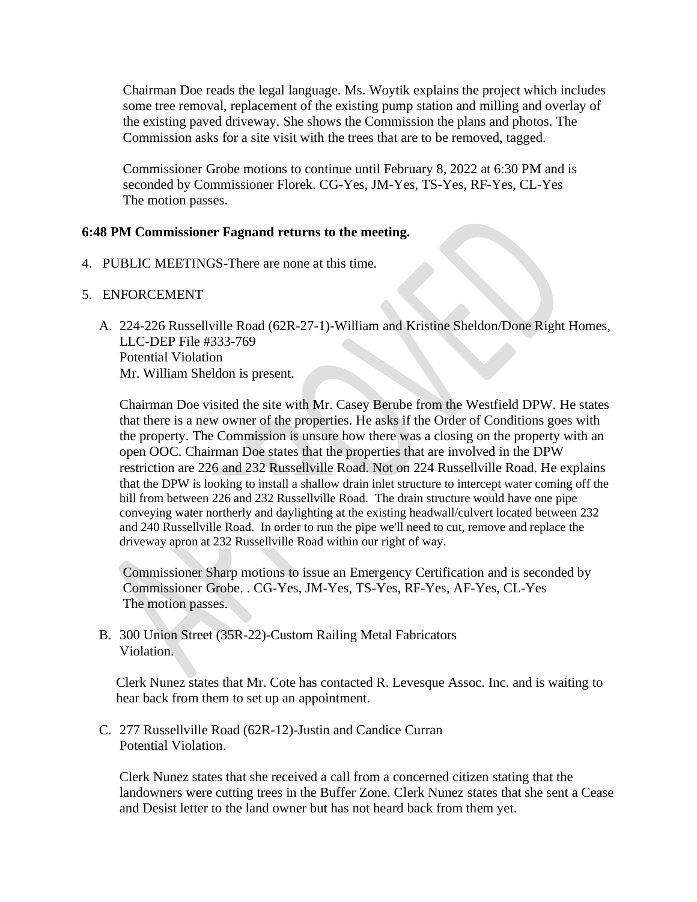Chairman Doe reads the legal language. Ms. Woytik explains the project which includes some tree removal, replacement of the existing pump station and milling and overlay of the existing paved driveway. She shows the Commission the plans and photos. The Commission asks for a site visit with the trees that are to be removed, tagged.

Commissioner Grobe motions to continue until February 8, 2022 at 6:30 PM and is seconded by Commissioner Florek. CG-Yes, JM-Yes, TS-Yes, RF-Yes, CL-Yes
The motion passes.

**6:48 PM Commissioner Fagnand returns to the meeting.**

4. PUBLIC MEETINGS-There are none at this time.

5. ENFORCEMENT

   A. 224-226 Russellville Road (62R-27-1)-William and Kristine Sheldon/Done Right Homes, LLC-DEP File #333-769
   Potential Violation
   Mr. William Sheldon is present.

   Chairman Doe visited the site with Mr. Casey Berube from the Westfield DPW. He states that there is a new owner of the properties. He asks if the Order of Conditions goes with the property. The Commission is unsure how there was a closing on the property with an open OOC. Chairman Doe states that the properties that are involved in the DPW restriction are 226 and 232 Russellville Road. Not on 224 Russellville Road. He explains that the DPW is looking to install a shallow drain inlet structure to intercept water coming off the hill from between 226 and 232 Russellville Road. The drain structure would have one pipe conveying water northerly and daylighting at the existing headwall/culvert located between 232 and 240 Russellville Road. In order to run the pipe we'll need to cut, remove and replace the driveway apron at 232 Russellville Road within our right of way.

   Commissioner Sharp motions to issue an Emergency Certification and is seconded by Commissioner Grobe. . CG-Yes, JM-Yes, TS-Yes, RF-Yes, AF-Yes, CL-Yes
   The motion passes.

   B. 300 Union Street (35R-22)-Custom Railing Metal Fabricators
   Violation.

   Clerk Nunez states that Mr. Cote has contacted R. Levesque Assoc. Inc. and is waiting to hear back from them to set up an appointment.

   C. 277 Russellville Road (62R-12)-Justin and Candice Curran
   Potential Violation.

   Clerk Nunez states that she received a call from a concerned citizen stating that the landowners were cutting trees in the Buffer Zone. Clerk Nunez states that she sent a Cease and Desist letter to the land owner but has not heard back from them yet.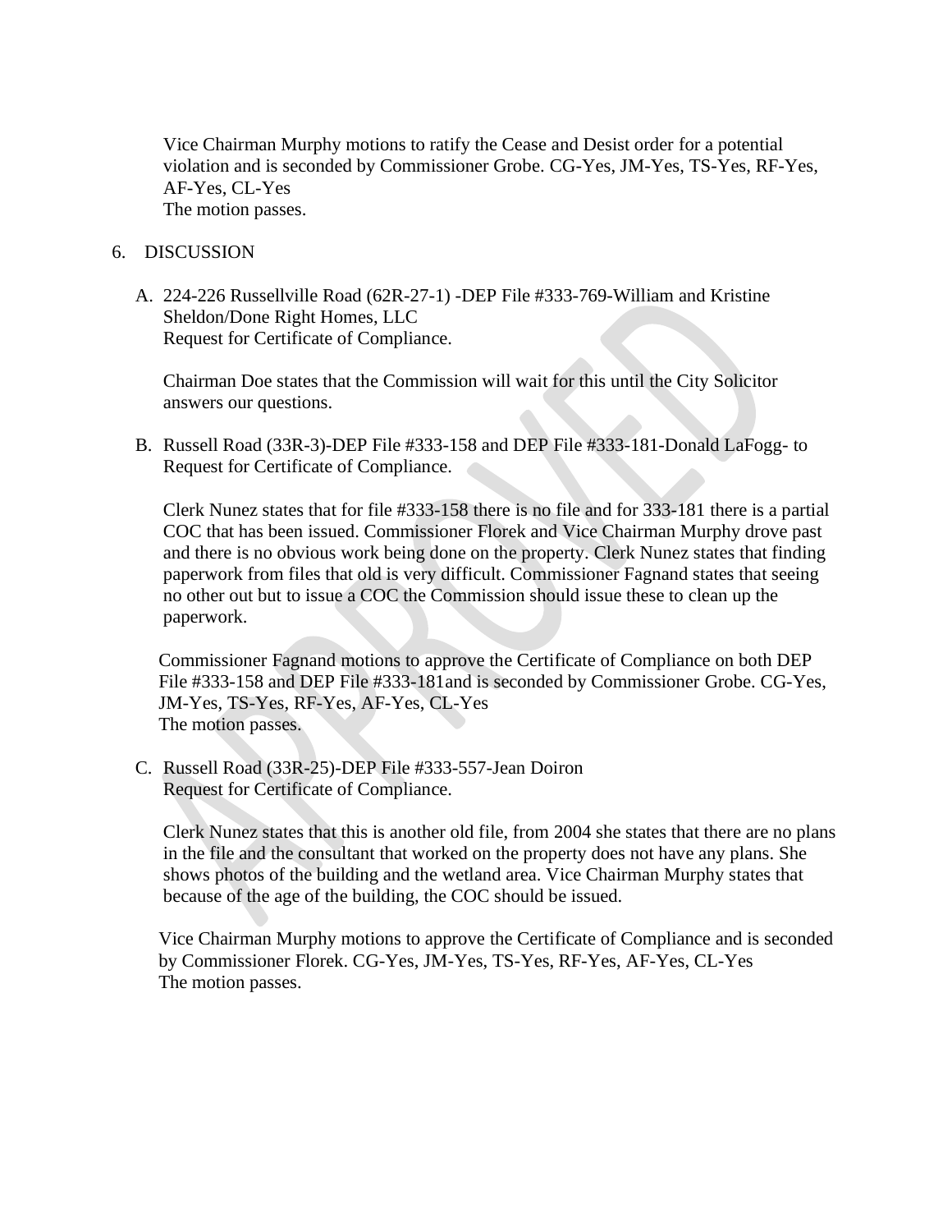Vice Chairman Murphy motions to ratify the Cease and Desist order for a potential violation and is seconded by Commissioner Grobe. CG-Yes, JM-Yes, TS-Yes, RF-Yes, AF-Yes, CL-Yes
The motion passes.

6. DISCUSSION

A. 224-226 Russellville Road (62R-27-1) -DEP File #333-769-William and Kristine Sheldon/Done Right Homes, LLC
Request for Certificate of Compliance.

Chairman Doe states that the Commission will wait for this until the City Solicitor answers our questions.

B. Russell Road (33R-3)-DEP File #333-158 and DEP File #333-181-Donald LaFogg- to Request for Certificate of Compliance.

Clerk Nunez states that for file #333-158 there is no file and for 333-181 there is a partial COC that has been issued. Commissioner Florek and Vice Chairman Murphy drove past and there is no obvious work being done on the property. Clerk Nunez states that finding paperwork from files that old is very difficult. Commissioner Fagnand states that seeing no other out but to issue a COC the Commission should issue these to clean up the paperwork.

Commissioner Fagnand motions to approve the Certificate of Compliance on both DEP File #333-158 and DEP File #333-181and is seconded by Commissioner Grobe. CG-Yes, JM-Yes, TS-Yes, RF-Yes, AF-Yes, CL-Yes
The motion passes.

C. Russell Road (33R-25)-DEP File #333-557-Jean Doiron
Request for Certificate of Compliance.

Clerk Nunez states that this is another old file, from 2004 she states that there are no plans in the file and the consultant that worked on the property does not have any plans. She shows photos of the building and the wetland area. Vice Chairman Murphy states that because of the age of the building, the COC should be issued.

Vice Chairman Murphy motions to approve the Certificate of Compliance and is seconded by Commissioner Florek. CG-Yes, JM-Yes, TS-Yes, RF-Yes, AF-Yes, CL-Yes
The motion passes.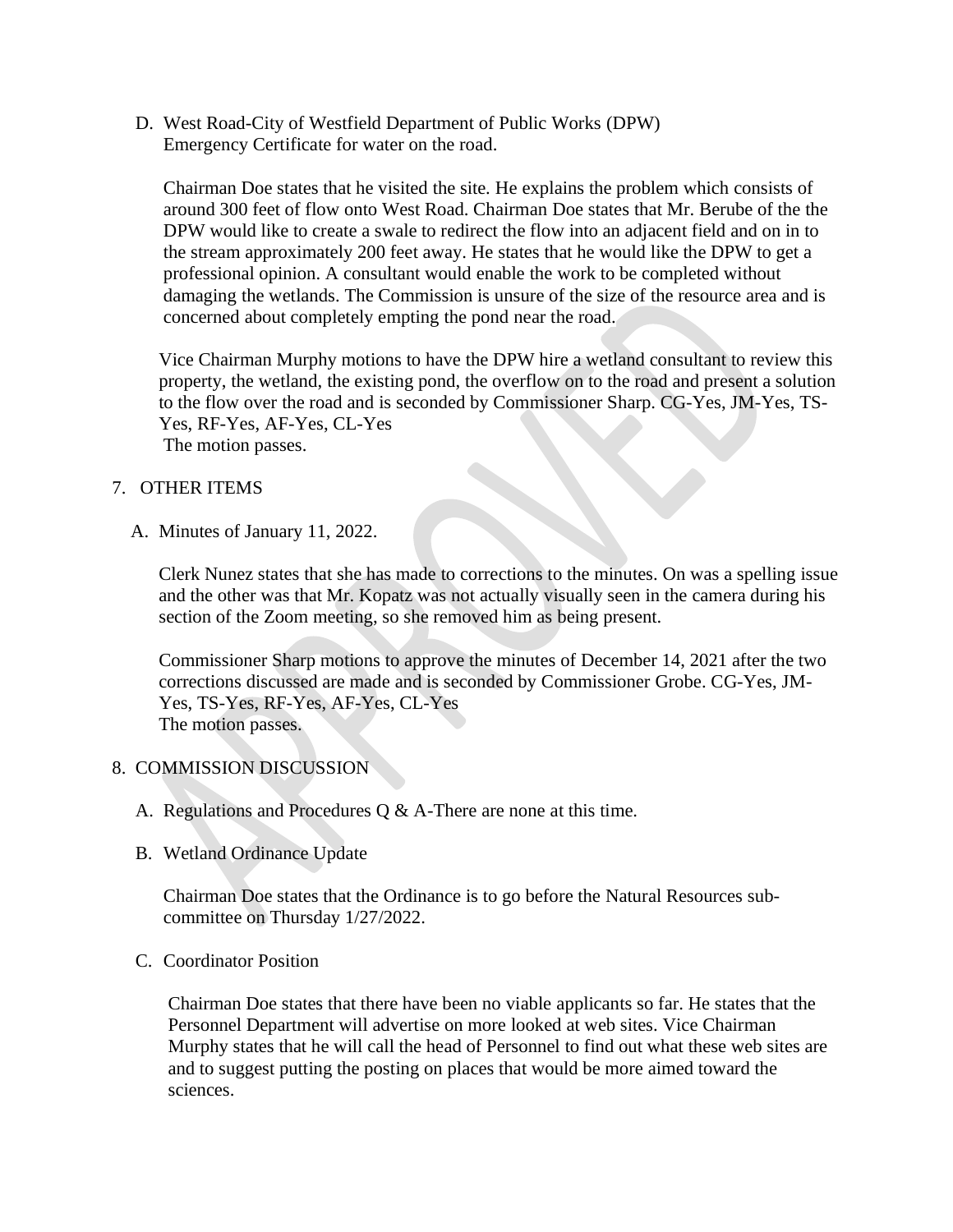D. West Road-City of Westfield Department of Public Works (DPW) Emergency Certificate for water on the road.

Chairman Doe states that he visited the site. He explains the problem which consists of around 300 feet of flow onto West Road. Chairman Doe states that Mr. Berube of the the DPW would like to create a swale to redirect the flow into an adjacent field and on in to the stream approximately 200 feet away. He states that he would like the DPW to get a professional opinion. A consultant would enable the work to be completed without damaging the wetlands. The Commission is unsure of the size of the resource area and is concerned about completely empting the pond near the road.

Vice Chairman Murphy motions to have the DPW hire a wetland consultant to review this property, the wetland, the existing pond, the overflow on to the road and present a solution to the flow over the road and is seconded by Commissioner Sharp. CG-Yes, JM-Yes, TS-Yes, RF-Yes, AF-Yes, CL-Yes
The motion passes.

7. OTHER ITEMS

A. Minutes of January 11, 2022.

Clerk Nunez states that she has made to corrections to the minutes. On was a spelling issue and the other was that Mr. Kopatz was not actually visually seen in the camera during his section of the Zoom meeting, so she removed him as being present.

Commissioner Sharp motions to approve the minutes of December 14, 2021 after the two corrections discussed are made and is seconded by Commissioner Grobe. CG-Yes, JM-Yes, TS-Yes, RF-Yes, AF-Yes, CL-Yes
The motion passes.

8. COMMISSION DISCUSSION

A. Regulations and Procedures Q & A-There are none at this time.

B. Wetland Ordinance Update

Chairman Doe states that the Ordinance is to go before the Natural Resources sub-committee on Thursday 1/27/2022.

C. Coordinator Position

Chairman Doe states that there have been no viable applicants so far. He states that the Personnel Department will advertise on more looked at web sites. Vice Chairman Murphy states that he will call the head of Personnel to find out what these web sites are and to suggest putting the posting on places that would be more aimed toward the sciences.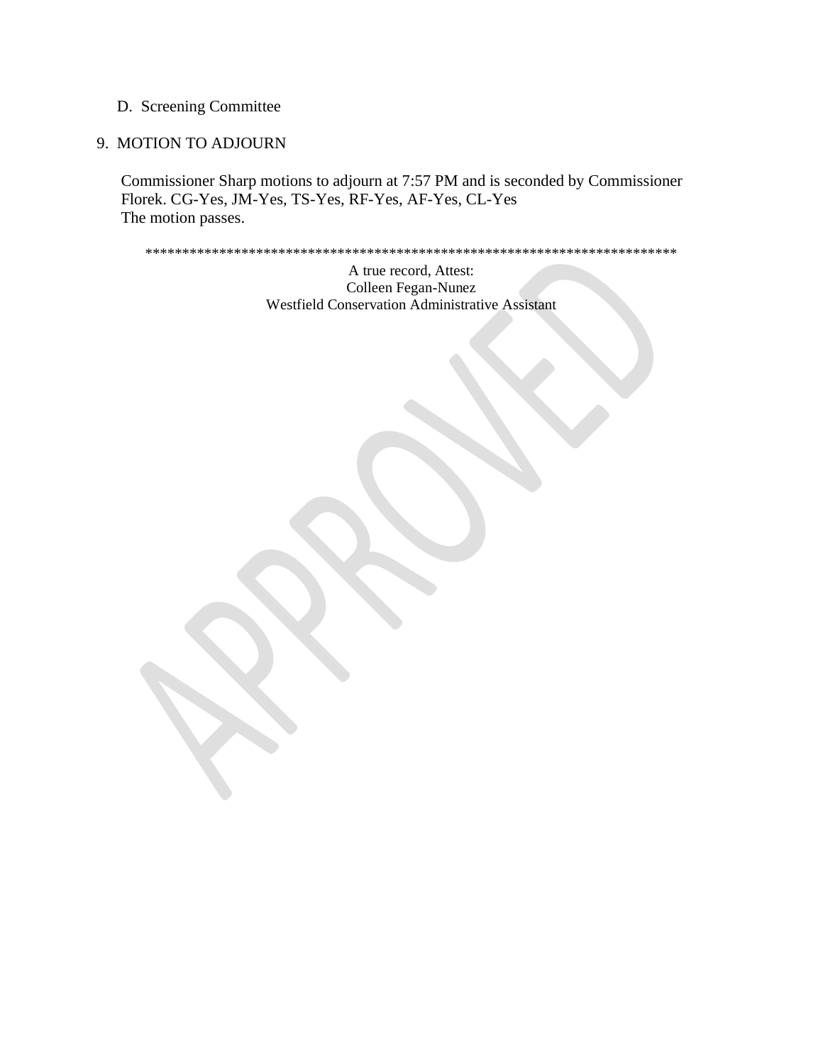D. Screening Committee

9. MOTION TO ADJOURN

Commissioner Sharp motions to adjourn at 7:57 PM and is seconded by Commissioner Florek. CG-Yes, JM-Yes, TS-Yes, RF-Yes, AF-Yes, CL-Yes
The motion passes.

**************************************************************************

A true record, Attest:
Colleen Fegan-Nunez
Westfield Conservation Administrative Assistant